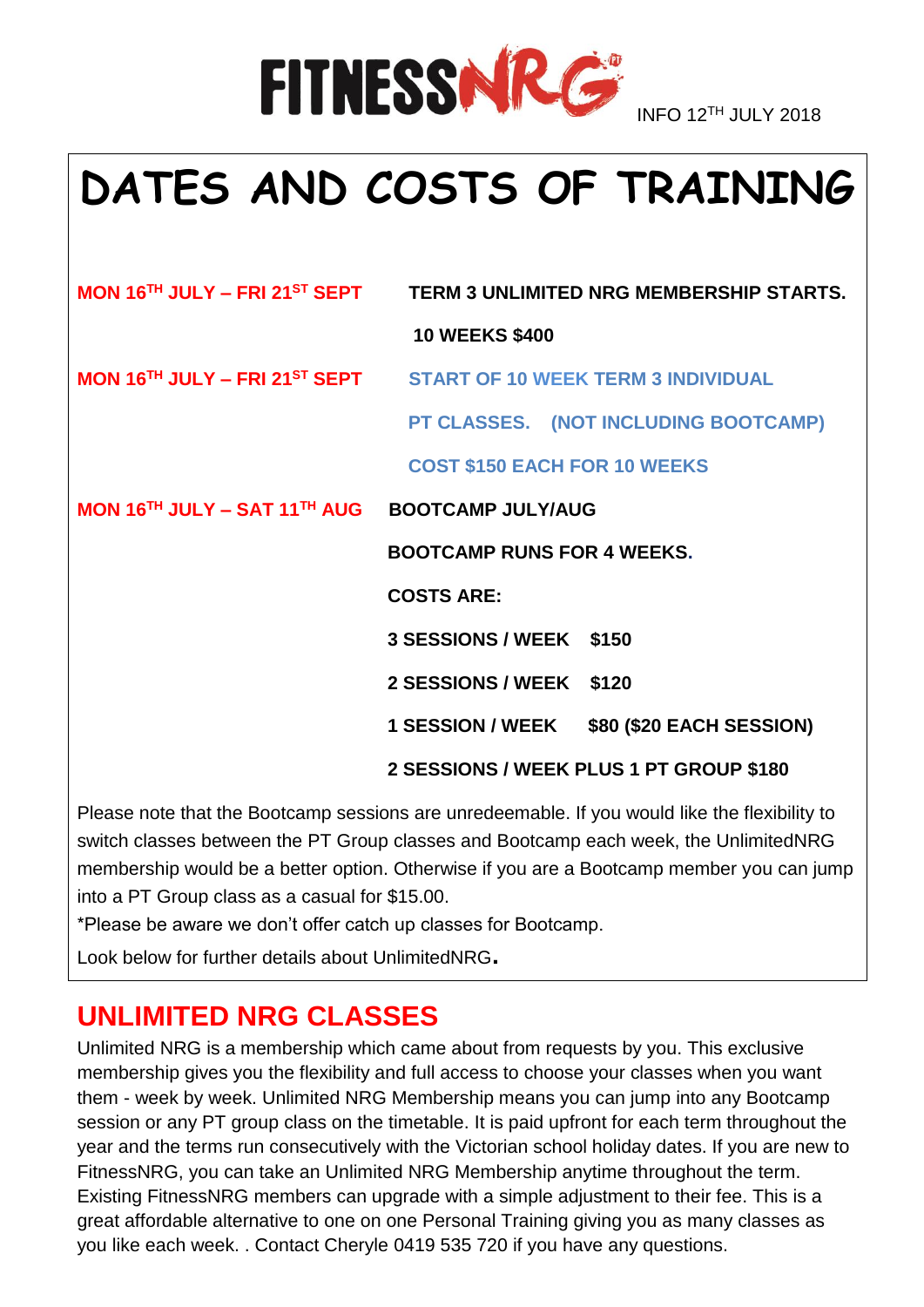FITNESSNRG INFO 12TH JULY 2018

# DATES AND COSTS OF TRAINING

**MON 16TH JULY – FRI 21ST SEPT** **TERM 3 UNLIMITED NRG MEMBERSHIP STARTS.**

**10 WEEKS $400**

**MON 16TH JULY – FRI 21ST SEPT** **START OF 10 WEEK TERM 3 INDIVIDUAL PT CLASSES. (NOT INCLUDING BOOTCAMP)**

**COST $150 EACH FOR 10 WEEKS**

**MON 16TH JULY – SAT 11TH AUG** **BOOTCAMP JULY/AUG**

**BOOTCAMP RUNS FOR 4 WEEKS.**

**COSTS ARE:**

**3 SESSIONS / WEEK $150**

**2 SESSIONS / WEEK $120**

**1 SESSION / WEEK $80 ($20 EACH SESSION)**

**2 SESSIONS / WEEK PLUS 1 PT GROUP $180**

Please note that the Bootcamp sessions are unredeemable. If you would like the flexibility to switch classes between the PT Group classes and Bootcamp each week, the UnlimitedNRG membership would be a better option. Otherwise if you are a Bootcamp member you can jump into a PT Group class as a casual for $15.00.

*Please be aware we don't offer catch up classes for Bootcamp.

Look below for further details about UnlimitedNRG.

## UNLIMITED NRG CLASSES

Unlimited NRG is a membership which came about from requests by you. This exclusive membership gives you the flexibility and full access to choose your classes when you want them - week by week. Unlimited NRG Membership means you can jump into any Bootcamp session or any PT group class on the timetable. It is paid upfront for each term throughout the year and the terms run consecutively with the Victorian school holiday dates. If you are new to FitnessNRG, you can take an Unlimited NRG Membership anytime throughout the term. Existing FitnessNRG members can upgrade with a simple adjustment to their fee. This is a great affordable alternative to one on one Personal Training giving you as many classes as you like each week. . Contact Cheryle 0419 535 720 if you have any questions.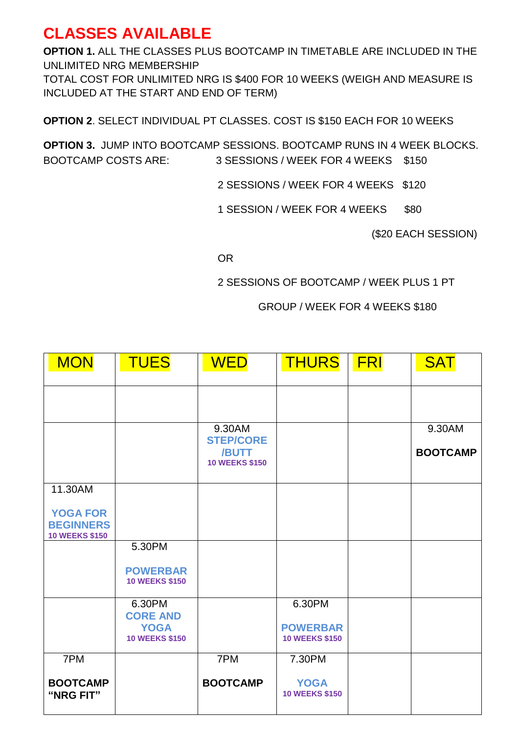# CLASSES AVAILABLE

**OPTION 1.** ALL THE CLASSES PLUS BOOTCAMP IN TIMETABLE ARE INCLUDED IN THE UNLIMITED NRG MEMBERSHIP
TOTAL COST FOR UNLIMITED NRG IS $400 FOR 10 WEEKS (WEIGH AND MEASURE IS INCLUDED AT THE START AND END OF TERM)

**OPTION 2**. SELECT INDIVIDUAL PT CLASSES. COST IS $150 EACH FOR 10 WEEKS

**OPTION 3.** JUMP INTO BOOTCAMP SESSIONS. BOOTCAMP RUNS IN 4 WEEK BLOCKS.

BOOTCAMP COSTS ARE:

3 SESSIONS / WEEK FOR 4 WEEKS $150

2 SESSIONS / WEEK FOR 4 WEEKS $120

1 SESSION / WEEK FOR 4 WEEKS $80

($20 EACH SESSION)

OR

2 SESSIONS OF BOOTCAMP / WEEK PLUS 1 PT GROUP / WEEK FOR 4 WEEKS $180

| MON | TUES | WED | THURS | FRI | SAT |
|---|---|---|---|---|---|
| | | | | | |
| | | 9.30AM **STEP/CORE /BUTT** **10 WEEKS $150** | | | 9.30AM **BOOTCAMP** |
| 11.30AM **YOGA FOR BEGINNERS** **10 WEEKS $150** | | | | | |
| | 5.30PM **POWERBAR** **10 WEEKS $150** | | | | |
| | 6.30PM **CORE AND YOGA** **10 WEEKS $150** | | 6.30PM **POWERBAR** **10 WEEKS $150** | | |
| 7PM **BOOTCAMP "NRG FIT"** | | 7PM **BOOTCAMP** | 7.30PM **YOGA** **10 WEEKS $150** | | |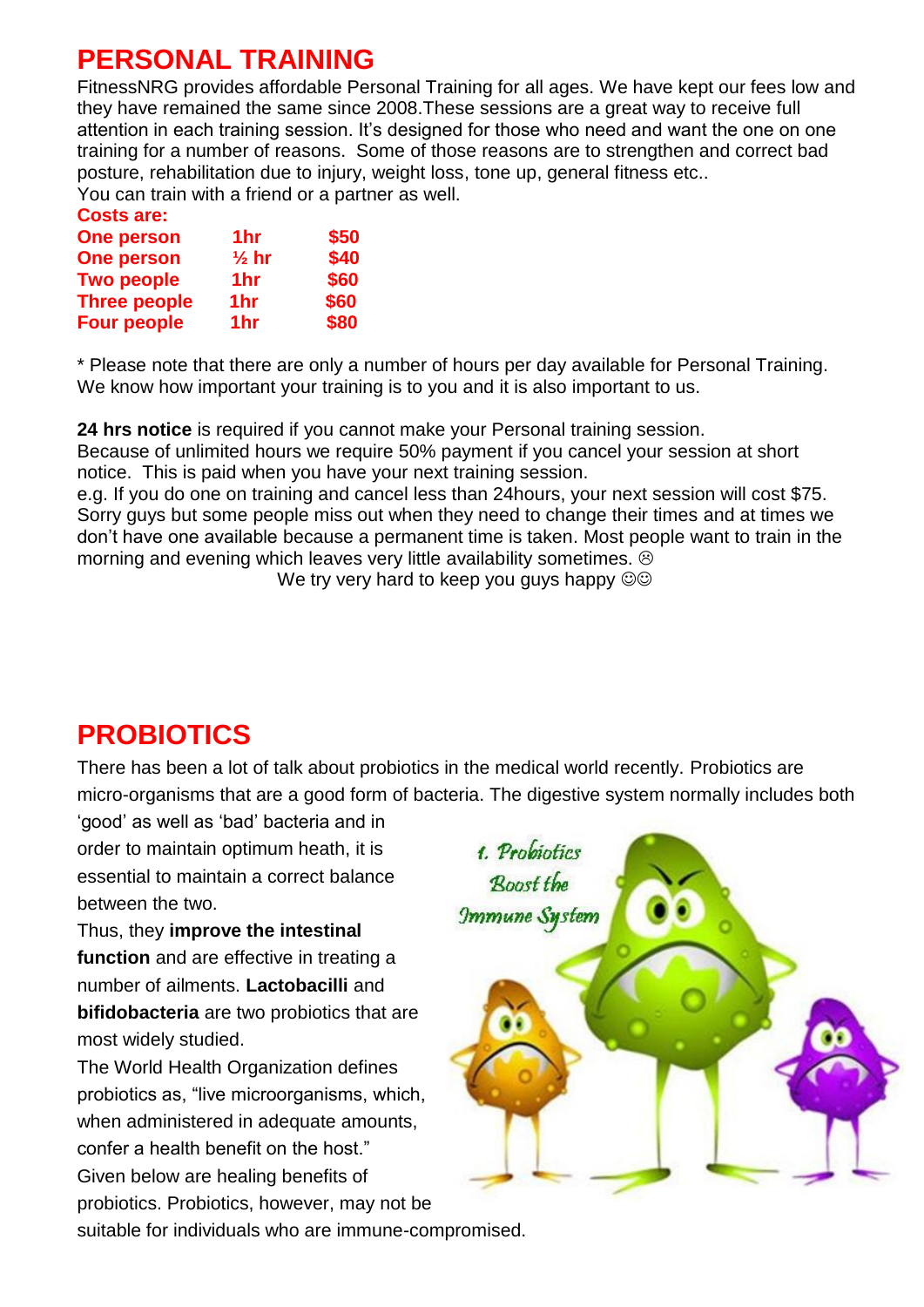## PERSONAL TRAINING

FitnessNRG provides affordable Personal Training for all ages. We have kept our fees low and they have remained the same since 2008.These sessions are a great way to receive full attention in each training session. It's designed for those who need and want the one on one training for a number of reasons. Some of those reasons are to strengthen and correct bad posture, rehabilitation due to injury, weight loss, tone up, general fitness etc..
You can train with a friend or a partner as well.

**Costs are:**

| | | |
|---|---|---|
| **One person** | **1hr** | **$50** |
| **One person** | **½ hr** | **$40** |
| **Two people** | **1hr** | **$60** |
| **Three people** | **1hr** | **$60** |
| **Four people** | **1hr** | **$80** |

* Please note that there are only a number of hours per day available for Personal Training. We know how important your training is to you and it is also important to us.

**24 hrs notice** is required if you cannot make your Personal training session.
Because of unlimited hours we require 50% payment if you cancel your session at short notice. This is paid when you have your next training session.
e.g. If you do one on training and cancel less than 24hours, your next session will cost $75. Sorry guys but some people miss out when they need to change their times and at times we don't have one available because a permanent time is taken. Most people want to train in the morning and evening which leaves very little availability sometimes. ☹
We try very hard to keep you guys happy ☺☺

## PROBIOTICS

There has been a lot of talk about probiotics in the medical world recently. Probiotics are micro-organisms that are a good form of bacteria. The digestive system normally includes both 'good' as well as 'bad' bacteria and in order to maintain optimum heath, it is essential to maintain a correct balance between the two.
Thus, they **improve the intestinal function** and are effective in treating a number of ailments. **Lactobacilli** and **bifidobacteria** are two probiotics that are most widely studied.
The World Health Organization defines probiotics as, "live microorganisms, which, when administered in adequate amounts, confer a health benefit on the host."
Given below are healing benefits of probiotics. Probiotics, however, may not be suitable for individuals who are immune-compromised.

1. Probiotics Boost the Immune System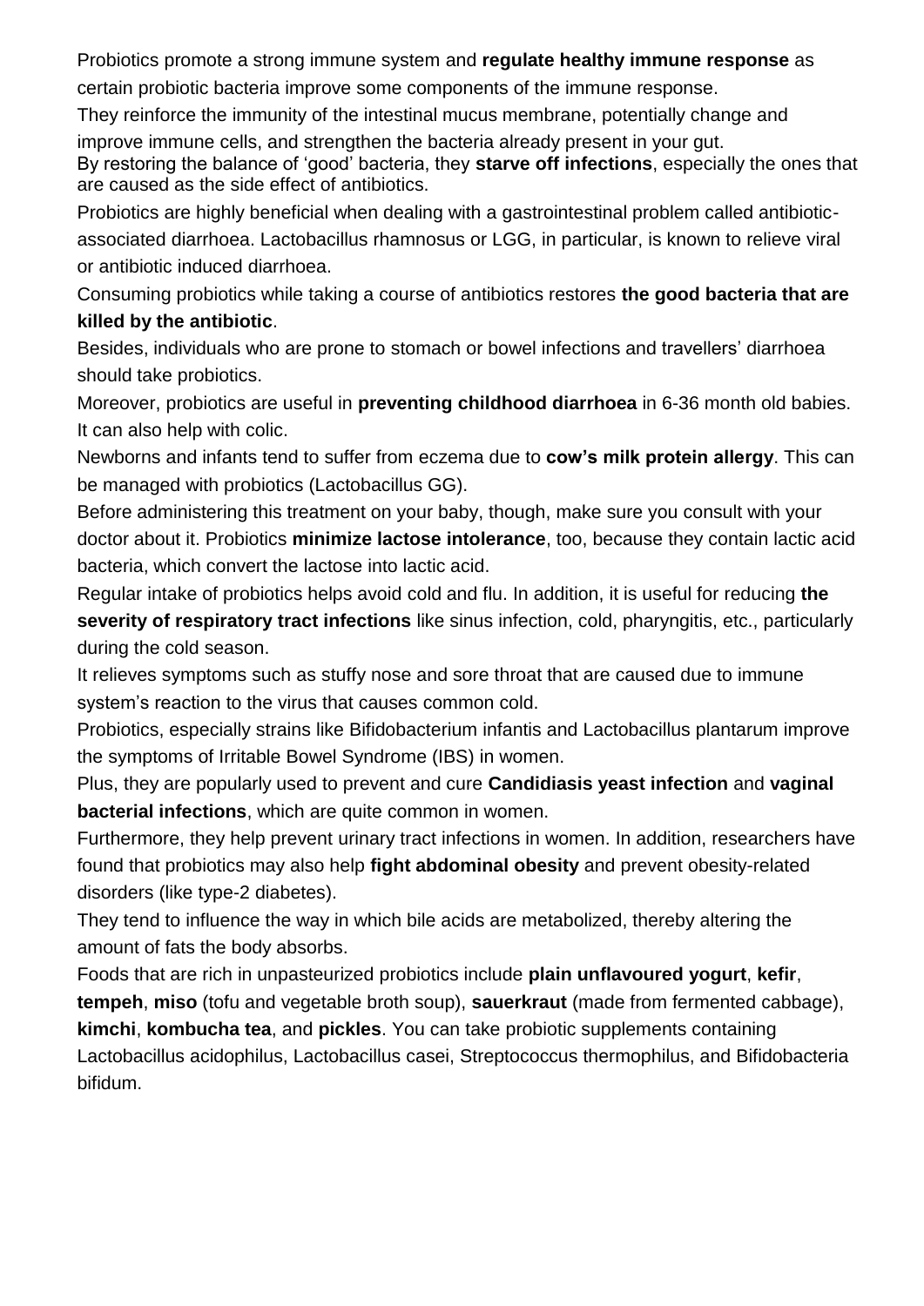Probiotics promote a strong immune system and **regulate healthy immune response** as certain probiotic bacteria improve some components of the immune response.

They reinforce the immunity of the intestinal mucus membrane, potentially change and improve immune cells, and strengthen the bacteria already present in your gut.

By restoring the balance of 'good' bacteria, they **starve off infections**, especially the ones that are caused as the side effect of antibiotics.

Probiotics are highly beneficial when dealing with a gastrointestinal problem called antibiotic-associated diarrhoea. Lactobacillus rhamnosus or LGG, in particular, is known to relieve viral or antibiotic induced diarrhoea.

Consuming probiotics while taking a course of antibiotics restores **the good bacteria that are killed by the antibiotic**.

Besides, individuals who are prone to stomach or bowel infections and travellers' diarrhoea should take probiotics.

Moreover, probiotics are useful in **preventing childhood diarrhoea** in 6-36 month old babies. It can also help with colic.

Newborns and infants tend to suffer from eczema due to **cow's milk protein allergy**. This can be managed with probiotics (Lactobacillus GG).

Before administering this treatment on your baby, though, make sure you consult with your doctor about it. Probiotics **minimize lactose intolerance**, too, because they contain lactic acid bacteria, which convert the lactose into lactic acid.

Regular intake of probiotics helps avoid cold and flu. In addition, it is useful for reducing **the severity of respiratory tract infections** like sinus infection, cold, pharyngitis, etc., particularly during the cold season.

It relieves symptoms such as stuffy nose and sore throat that are caused due to immune system's reaction to the virus that causes common cold.

Probiotics, especially strains like Bifidobacterium infantis and Lactobacillus plantarum improve the symptoms of Irritable Bowel Syndrome (IBS) in women.

Plus, they are popularly used to prevent and cure **Candidiasis yeast infection** and **vaginal bacterial infections**, which are quite common in women.

Furthermore, they help prevent urinary tract infections in women. In addition, researchers have found that probiotics may also help **fight abdominal obesity** and prevent obesity-related disorders (like type-2 diabetes).

They tend to influence the way in which bile acids are metabolized, thereby altering the amount of fats the body absorbs.

Foods that are rich in unpasteurized probiotics include **plain unflavoured yogurt**, **kefir**, **tempeh**, **miso** (tofu and vegetable broth soup), **sauerkraut** (made from fermented cabbage), **kimchi**, **kombucha tea**, and **pickles**. You can take probiotic supplements containing Lactobacillus acidophilus, Lactobacillus casei, Streptococcus thermophilus, and Bifidobacteria bifidum.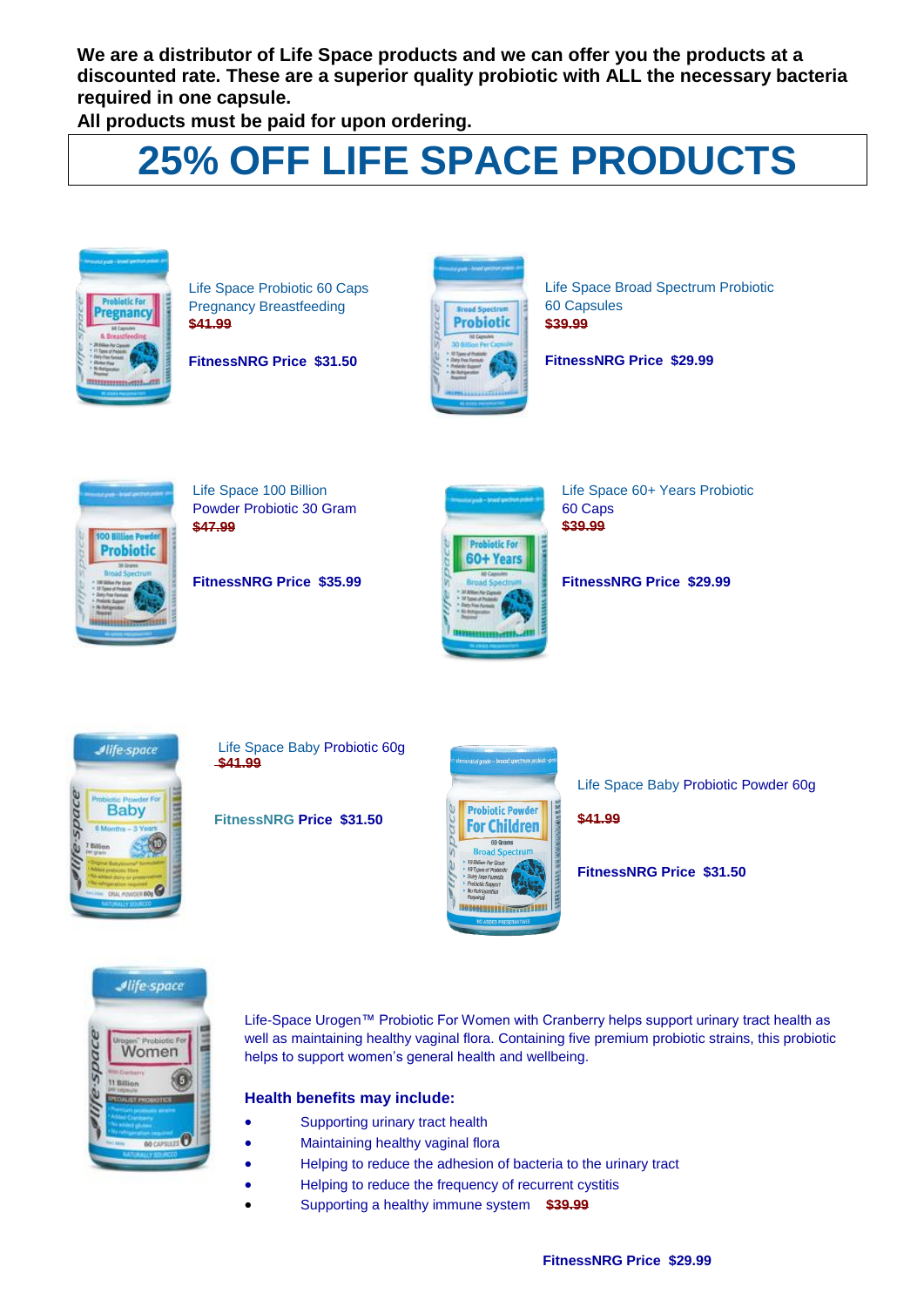**We are a distributor of Life Space products and we can offer you the products at a discounted rate. These are a superior quality probiotic with ALL the necessary bacteria required in one capsule.**

**All products must be paid for upon ordering.**

# 25% OFF LIFE SPACE PRODUCTS

Life Space Probiotic 60 Caps Pregnancy Breastfeeding

~~$41.99~~

**FitnessNRG Price $31.50**

Life Space Broad Spectrum Probiotic 60 Capsules

~~$39.99~~

**FitnessNRG Price $29.99**

Life Space 100 Billion Powder Probiotic 30 Gram

~~$47.99~~

**FitnessNRG Price $35.99**

Life Space 60+ Years Probiotic 60 Caps

~~$39.99~~

**FitnessNRG Price $29.99**

Life Space Baby Probiotic 60g

~~$41.99~~

**FitnessNRG Price $31.50**

Life Space Baby Probiotic Powder 60g

~~$41.99~~

**FitnessNRG Price $31.50**

Life-Space Urogen™ Probiotic For Women with Cranberry helps support urinary tract health as well as maintaining healthy vaginal flora. Containing five premium probiotic strains, this probiotic helps to support women's general health and wellbeing.

**Health benefits may include:**

- Supporting urinary tract health
- Maintaining healthy vaginal flora
- Helping to reduce the adhesion of bacteria to the urinary tract
- Helping to reduce the frequency of recurrent cystitis
- Supporting a healthy immune system ~~$39.99~~

**FitnessNRG Price $29.99**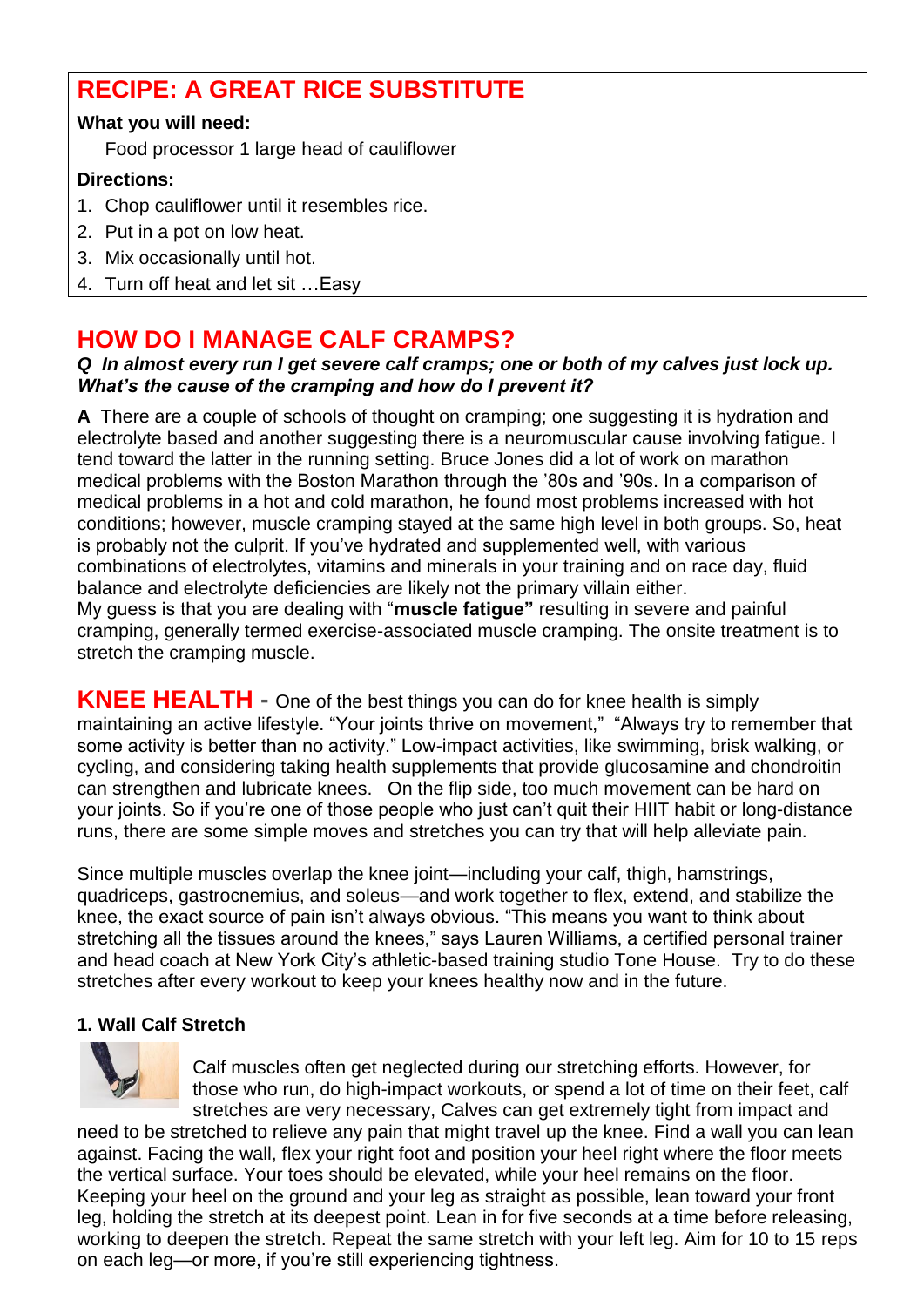## RECIPE: A GREAT RICE SUBSTITUTE

**What you will need:**

Food processor 1 large head of cauliflower

**Directions:**

1. Chop cauliflower until it resembles rice.
2. Put in a pot on low heat.
3. Mix occasionally until hot.
4. Turn off heat and let sit …Easy

## HOW DO I MANAGE CALF CRAMPS?

***Q In almost every run I get severe calf cramps; one or both of my calves just lock up. What's the cause of the cramping and how do I prevent it?***

**A** There are a couple of schools of thought on cramping; one suggesting it is hydration and electrolyte based and another suggesting there is a neuromuscular cause involving fatigue. I tend toward the latter in the running setting. Bruce Jones did a lot of work on marathon medical problems with the Boston Marathon through the '80s and '90s. In a comparison of medical problems in a hot and cold marathon, he found most problems increased with hot conditions; however, muscle cramping stayed at the same high level in both groups. So, heat is probably not the culprit. If you've hydrated and supplemented well, with various combinations of electrolytes, vitamins and minerals in your training and on race day, fluid balance and electrolyte deficiencies are likely not the primary villain either.
My guess is that you are dealing with "**muscle fatigue"** resulting in severe and painful cramping, generally termed exercise-associated muscle cramping. The onsite treatment is to stretch the cramping muscle.

## KNEE HEALTH

**-** One of the best things you can do for knee health is simply maintaining an active lifestyle. "Your joints thrive on movement," "Always try to remember that some activity is better than no activity." Low-impact activities, like swimming, brisk walking, or cycling, and considering taking health supplements that provide glucosamine and chondroitin can strengthen and lubricate knees. On the flip side, too much movement can be hard on your joints. So if you're one of those people who just can't quit their HIIT habit or long-distance runs, there are some simple moves and stretches you can try that will help alleviate pain.

Since multiple muscles overlap the knee joint—including your calf, thigh, hamstrings, quadriceps, gastrocnemius, and soleus—and work together to flex, extend, and stabilize the knee, the exact source of pain isn't always obvious. "This means you want to think about stretching all the tissues around the knees," says Lauren Williams, a certified personal trainer and head coach at New York City's athletic-based training studio Tone House. Try to do these stretches after every workout to keep your knees healthy now and in the future.

### 1. Wall Calf Stretch

Calf muscles often get neglected during our stretching efforts. However, for those who run, do high-impact workouts, or spend a lot of time on their feet, calf stretches are very necessary, Calves can get extremely tight from impact and need to be stretched to relieve any pain that might travel up the knee. Find a wall you can lean against. Facing the wall, flex your right foot and position your heel right where the floor meets the vertical surface. Your toes should be elevated, while your heel remains on the floor. Keeping your heel on the ground and your leg as straight as possible, lean toward your front leg, holding the stretch at its deepest point. Lean in for five seconds at a time before releasing, working to deepen the stretch. Repeat the same stretch with your left leg. Aim for 10 to 15 reps on each leg—or more, if you're still experiencing tightness.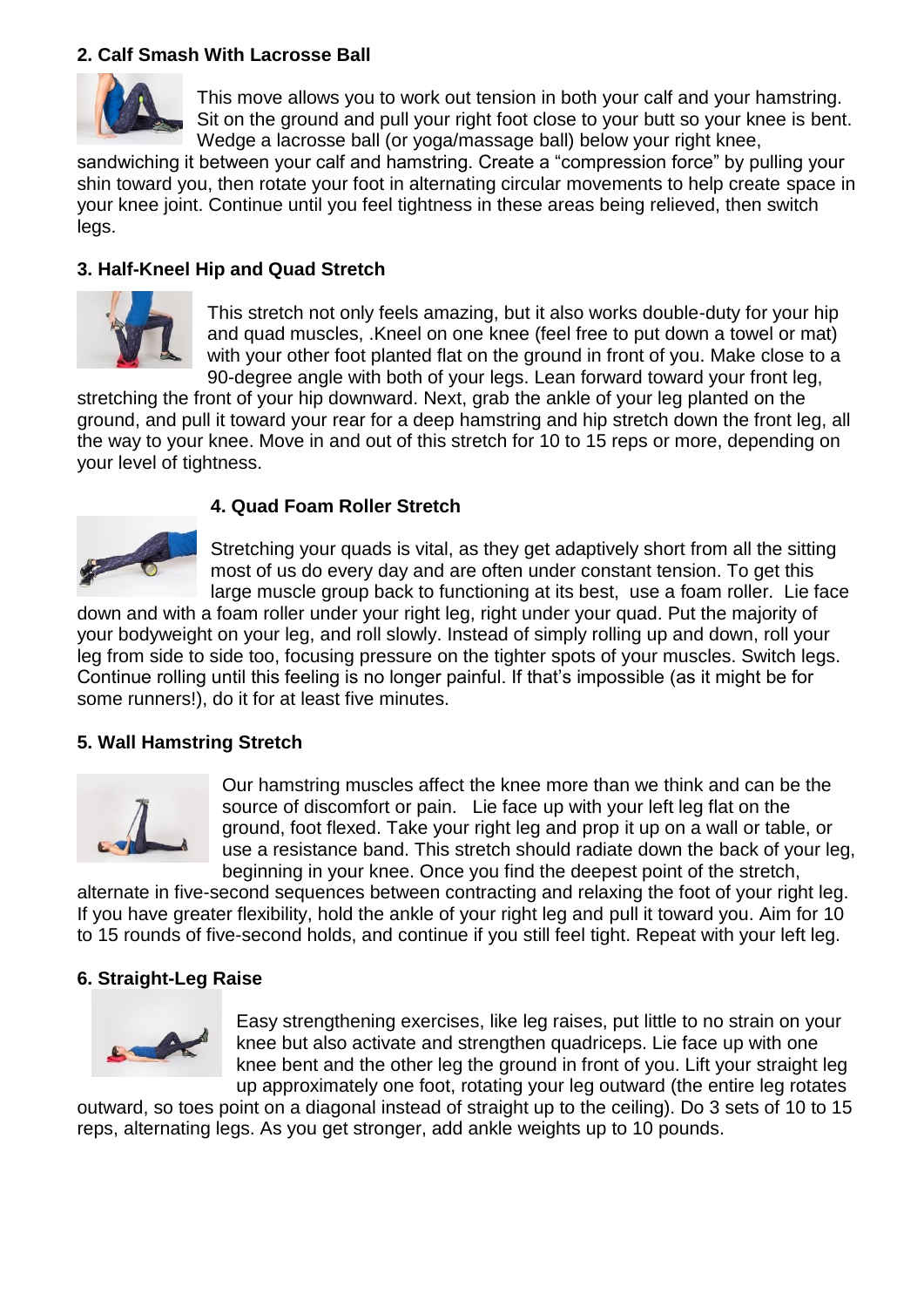**2. Calf Smash With Lacrosse Ball**

This move allows you to work out tension in both your calf and your hamstring. Sit on the ground and pull your right foot close to your butt so your knee is bent. Wedge a lacrosse ball (or yoga/massage ball) below your right knee, sandwiching it between your calf and hamstring. Create a "compression force" by pulling your shin toward you, then rotate your foot in alternating circular movements to help create space in your knee joint. Continue until you feel tightness in these areas being relieved, then switch legs.

**3. Half-Kneel Hip and Quad Stretch**

This stretch not only feels amazing, but it also works double-duty for your hip and quad muscles, .Kneel on one knee (feel free to put down a towel or mat) with your other foot planted flat on the ground in front of you. Make close to a 90-degree angle with both of your legs. Lean forward toward your front leg, stretching the front of your hip downward. Next, grab the ankle of your leg planted on the ground, and pull it toward your rear for a deep hamstring and hip stretch down the front leg, all the way to your knee. Move in and out of this stretch for 10 to 15 reps or more, depending on your level of tightness.

**4. Quad Foam Roller Stretch**

Stretching your quads is vital, as they get adaptively short from all the sitting most of us do every day and are often under constant tension. To get this large muscle group back to functioning at its best, use a foam roller. Lie face down and with a foam roller under your right leg, right under your quad. Put the majority of your bodyweight on your leg, and roll slowly. Instead of simply rolling up and down, roll your leg from side to side too, focusing pressure on the tighter spots of your muscles. Switch legs. Continue rolling until this feeling is no longer painful. If that's impossible (as it might be for some runners!), do it for at least five minutes.

**5. Wall Hamstring Stretch**

Our hamstring muscles affect the knee more than we think and can be the source of discomfort or pain. Lie face up with your left leg flat on the ground, foot flexed. Take your right leg and prop it up on a wall or table, or use a resistance band. This stretch should radiate down the back of your leg, beginning in your knee. Once you find the deepest point of the stretch, alternate in five-second sequences between contracting and relaxing the foot of your right leg. If you have greater flexibility, hold the ankle of your right leg and pull it toward you. Aim for 10 to 15 rounds of five-second holds, and continue if you still feel tight. Repeat with your left leg.

**6. Straight-Leg Raise**

Easy strengthening exercises, like leg raises, put little to no strain on your knee but also activate and strengthen quadriceps. Lie face up with one knee bent and the other leg the ground in front of you. Lift your straight leg up approximately one foot, rotating your leg outward (the entire leg rotates outward, so toes point on a diagonal instead of straight up to the ceiling). Do 3 sets of 10 to 15 reps, alternating legs. As you get stronger, add ankle weights up to 10 pounds.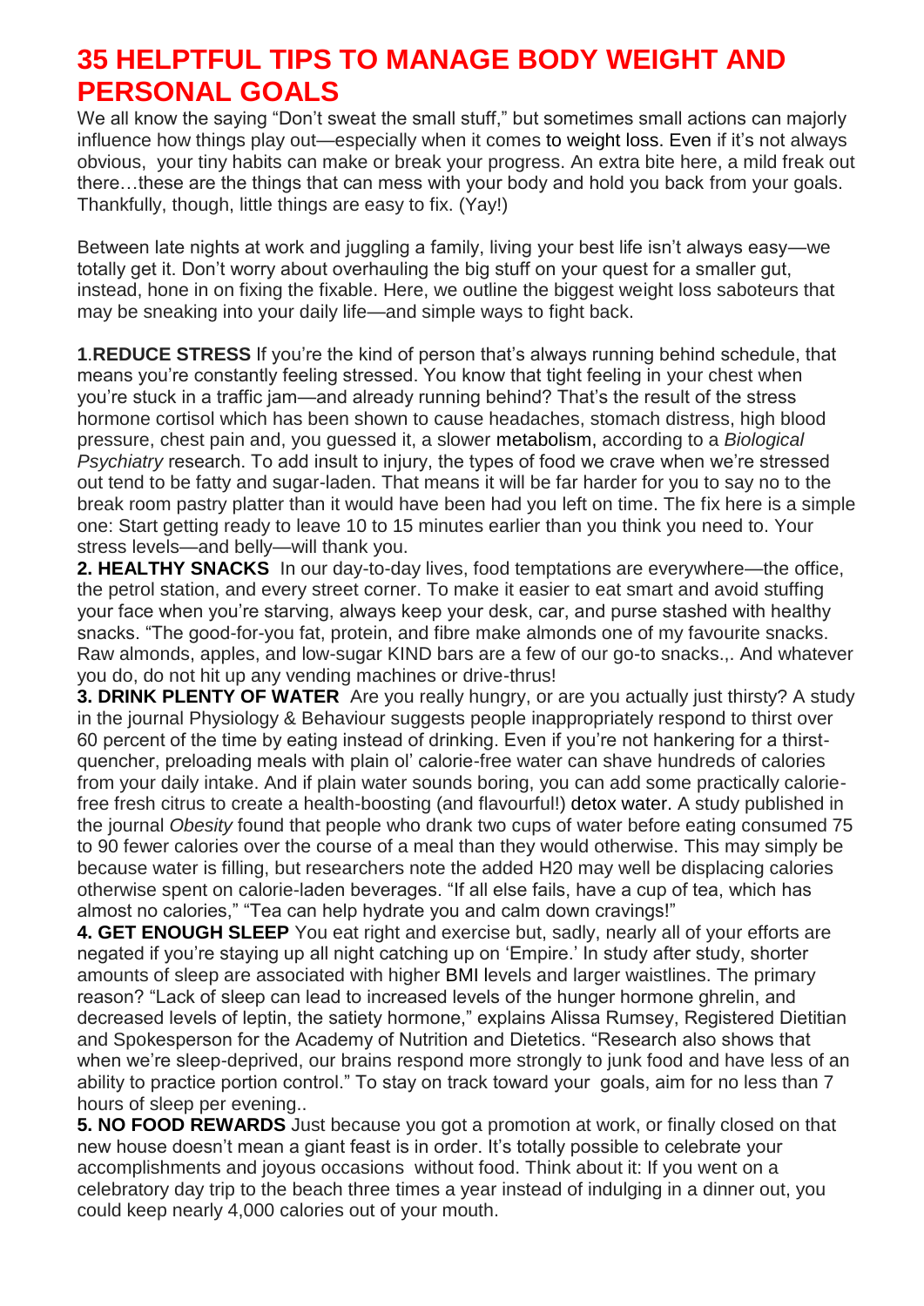# 35 HELPTFUL TIPS TO MANAGE BODY WEIGHT AND PERSONAL GOALS

We all know the saying "Don't sweat the small stuff," but sometimes small actions can majorly influence how things play out—especially when it comes to weight loss. Even if it's not always obvious, your tiny habits can make or break your progress. An extra bite here, a mild freak out there…these are the things that can mess with your body and hold you back from your goals. Thankfully, though, little things are easy to fix. (Yay!)

Between late nights at work and juggling a family, living your best life isn't always easy—we totally get it. Don't worry about overhauling the big stuff on your quest for a smaller gut, instead, hone in on fixing the fixable. Here, we outline the biggest weight loss saboteurs that may be sneaking into your daily life—and simple ways to fight back.

**1**.**REDUCE STRESS** If you're the kind of person that's always running behind schedule, that means you're constantly feeling stressed. You know that tight feeling in your chest when you're stuck in a traffic jam—and already running behind? That's the result of the stress hormone cortisol which has been shown to cause headaches, stomach distress, high blood pressure, chest pain and, you guessed it, a slower metabolism, according to a *Biological Psychiatry* research. To add insult to injury, the types of food we crave when we're stressed out tend to be fatty and sugar-laden. That means it will be far harder for you to say no to the break room pastry platter than it would have been had you left on time. The fix here is a simple one: Start getting ready to leave 10 to 15 minutes earlier than you think you need to. Your stress levels—and belly—will thank you.

**2. HEALTHY SNACKS** In our day-to-day lives, food temptations are everywhere—the office, the petrol station, and every street corner. To make it easier to eat smart and avoid stuffing your face when you're starving, always keep your desk, car, and purse stashed with healthy snacks. "The good-for-you fat, protein, and fibre make almonds one of my favourite snacks. Raw almonds, apples, and low-sugar KIND bars are a few of our go-to snacks.,. And whatever you do, do not hit up any vending machines or drive-thrus!

**3. DRINK PLENTY OF WATER** Are you really hungry, or are you actually just thirsty? A study in the journal Physiology & Behaviour suggests people inappropriately respond to thirst over 60 percent of the time by eating instead of drinking. Even if you're not hankering for a thirst-quencher, preloading meals with plain ol' calorie-free water can shave hundreds of calories from your daily intake. And if plain water sounds boring, you can add some practically calorie-free fresh citrus to create a health-boosting (and flavourful!) detox water. A study published in the journal *Obesity* found that people who drank two cups of water before eating consumed 75 to 90 fewer calories over the course of a meal than they would otherwise. This may simply be because water is filling, but researchers note the added H20 may well be displacing calories otherwise spent on calorie-laden beverages. "If all else fails, have a cup of tea, which has almost no calories," "Tea can help hydrate you and calm down cravings!"

**4. GET ENOUGH SLEEP** You eat right and exercise but, sadly, nearly all of your efforts are negated if you're staying up all night catching up on 'Empire.' In study after study, shorter amounts of sleep are associated with higher BMI levels and larger waistlines. The primary reason? "Lack of sleep can lead to increased levels of the hunger hormone ghrelin, and decreased levels of leptin, the satiety hormone," explains Alissa Rumsey, Registered Dietitian and Spokesperson for the Academy of Nutrition and Dietetics. "Research also shows that when we're sleep-deprived, our brains respond more strongly to junk food and have less of an ability to practice portion control." To stay on track toward your goals, aim for no less than 7 hours of sleep per evening..

**5. NO FOOD REWARDS** Just because you got a promotion at work, or finally closed on that new house doesn't mean a giant feast is in order. It's totally possible to celebrate your accomplishments and joyous occasions without food. Think about it: If you went on a celebratory day trip to the beach three times a year instead of indulging in a dinner out, you could keep nearly 4,000 calories out of your mouth.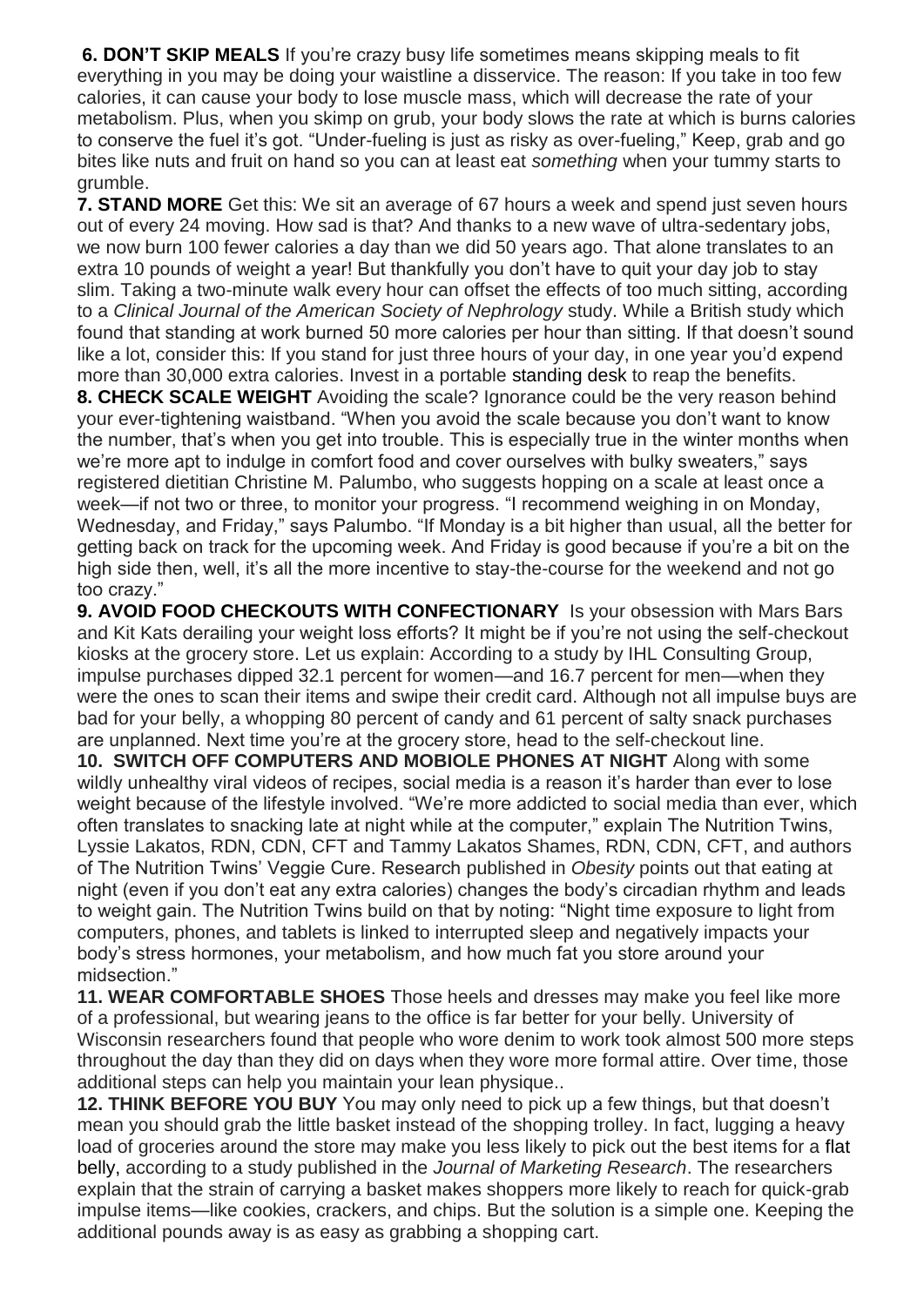**6. DON'T SKIP MEALS** If you're crazy busy life sometimes means skipping meals to fit everything in you may be doing your waistline a disservice. The reason: If you take in too few calories, it can cause your body to lose muscle mass, which will decrease the rate of your metabolism. Plus, when you skimp on grub, your body slows the rate at which is burns calories to conserve the fuel it's got. "Under-fueling is just as risky as over-fueling," Keep, grab and go bites like nuts and fruit on hand so you can at least eat *something* when your tummy starts to grumble.

**7. STAND MORE** Get this: We sit an average of 67 hours a week and spend just seven hours out of every 24 moving. How sad is that? And thanks to a new wave of ultra-sedentary jobs, we now burn 100 fewer calories a day than we did 50 years ago. That alone translates to an extra 10 pounds of weight a year! But thankfully you don't have to quit your day job to stay slim. Taking a two-minute walk every hour can offset the effects of too much sitting, according to a *Clinical Journal of the American Society of Nephrology* study. While a British study which found that standing at work burned 50 more calories per hour than sitting. If that doesn't sound like a lot, consider this: If you stand for just three hours of your day, in one year you'd expend more than 30,000 extra calories. Invest in a portable standing desk to reap the benefits.

**8. CHECK SCALE WEIGHT** Avoiding the scale? Ignorance could be the very reason behind your ever-tightening waistband. "When you avoid the scale because you don't want to know the number, that's when you get into trouble. This is especially true in the winter months when we're more apt to indulge in comfort food and cover ourselves with bulky sweaters," says registered dietitian Christine M. Palumbo, who suggests hopping on a scale at least once a week—if not two or three, to monitor your progress. "I recommend weighing in on Monday, Wednesday, and Friday," says Palumbo. "If Monday is a bit higher than usual, all the better for getting back on track for the upcoming week. And Friday is good because if you're a bit on the high side then, well, it's all the more incentive to stay-the-course for the weekend and not go too crazy."

**9. AVOID FOOD CHECKOUTS WITH CONFECTIONARY** Is your obsession with Mars Bars and Kit Kats derailing your weight loss efforts? It might be if you're not using the self-checkout kiosks at the grocery store. Let us explain: According to a study by IHL Consulting Group, impulse purchases dipped 32.1 percent for women—and 16.7 percent for men—when they were the ones to scan their items and swipe their credit card. Although not all impulse buys are bad for your belly, a whopping 80 percent of candy and 61 percent of salty snack purchases are unplanned. Next time you're at the grocery store, head to the self-checkout line.

**10. SWITCH OFF COMPUTERS AND MOBIOLE PHONES AT NIGHT** Along with some wildly unhealthy viral videos of recipes, social media is a reason it's harder than ever to lose weight because of the lifestyle involved. "We're more addicted to social media than ever, which often translates to snacking late at night while at the computer," explain The Nutrition Twins, Lyssie Lakatos, RDN, CDN, CFT and Tammy Lakatos Shames, RDN, CDN, CFT, and authors of The Nutrition Twins' Veggie Cure. Research published in *Obesity* points out that eating at night (even if you don't eat any extra calories) changes the body's circadian rhythm and leads to weight gain. The Nutrition Twins build on that by noting: "Night time exposure to light from computers, phones, and tablets is linked to interrupted sleep and negatively impacts your body's stress hormones, your metabolism, and how much fat you store around your midsection."

**11. WEAR COMFORTABLE SHOES** Those heels and dresses may make you feel like more of a professional, but wearing jeans to the office is far better for your belly. University of Wisconsin researchers found that people who wore denim to work took almost 500 more steps throughout the day than they did on days when they wore more formal attire. Over time, those additional steps can help you maintain your lean physique..

**12. THINK BEFORE YOU BUY** You may only need to pick up a few things, but that doesn't mean you should grab the little basket instead of the shopping trolley. In fact, lugging a heavy load of groceries around the store may make you less likely to pick out the best items for a flat belly, according to a study published in the *Journal of Marketing Research*. The researchers explain that the strain of carrying a basket makes shoppers more likely to reach for quick-grab impulse items—like cookies, crackers, and chips. But the solution is a simple one. Keeping the additional pounds away is as easy as grabbing a shopping cart.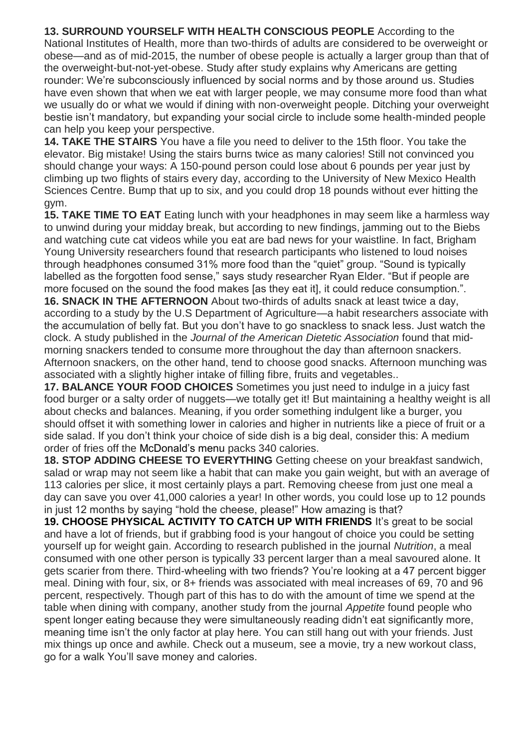**13. SURROUND YOURSELF WITH HEALTH CONSCIOUS PEOPLE** According to the National Institutes of Health, more than two-thirds of adults are considered to be overweight or obese—and as of mid-2015, the number of obese people is actually a larger group than that of the overweight-but-not-yet-obese. Study after study explains why Americans are getting rounder: We're subconsciously influenced by social norms and by those around us. Studies have even shown that when we eat with larger people, we may consume more food than what we usually do or what we would if dining with non-overweight people. Ditching your overweight bestie isn't mandatory, but expanding your social circle to include some health-minded people can help you keep your perspective.

**14. TAKE THE STAIRS** You have a file you need to deliver to the 15th floor. You take the elevator. Big mistake! Using the stairs burns twice as many calories! Still not convinced you should change your ways: A 150-pound person could lose about 6 pounds per year just by climbing up two flights of stairs every day, according to the University of New Mexico Health Sciences Centre. Bump that up to six, and you could drop 18 pounds without ever hitting the gym.

**15. TAKE TIME TO EAT** Eating lunch with your headphones in may seem like a harmless way to unwind during your midday break, but according to new findings, jamming out to the Biebs and watching cute cat videos while you eat are bad news for your waistline. In fact, Brigham Young University researchers found that research participants who listened to loud noises through headphones consumed 31% more food than the "quiet" group. "Sound is typically labelled as the forgotten food sense," says study researcher Ryan Elder. "But if people are more focused on the sound the food makes [as they eat it], it could reduce consumption.".

**16. SNACK IN THE AFTERNOON** About two-thirds of adults snack at least twice a day, according to a study by the U.S Department of Agriculture—a habit researchers associate with the accumulation of belly fat. But you don't have to go snackless to snack less. Just watch the clock. A study published in the *Journal of the American Dietetic Association* found that mid-morning snackers tended to consume more throughout the day than afternoon snackers. Afternoon snackers, on the other hand, tend to choose good snacks. Afternoon munching was associated with a slightly higher intake of filling fibre, fruits and vegetables..

**17. BALANCE YOUR FOOD CHOICES** Sometimes you just need to indulge in a juicy fast food burger or a salty order of nuggets—we totally get it! But maintaining a healthy weight is all about checks and balances. Meaning, if you order something indulgent like a burger, you should offset it with something lower in calories and higher in nutrients like a piece of fruit or a side salad. If you don't think your choice of side dish is a big deal, consider this: A medium order of fries off the McDonald's menu packs 340 calories.

**18. STOP ADDING CHEESE TO EVERYTHING** Getting cheese on your breakfast sandwich, salad or wrap may not seem like a habit that can make you gain weight, but with an average of 113 calories per slice, it most certainly plays a part. Removing cheese from just one meal a day can save you over 41,000 calories a year! In other words, you could lose up to 12 pounds in just 12 months by saying "hold the cheese, please!" How amazing is that?

**19. CHOOSE PHYSICAL ACTIVITY TO CATCH UP WITH FRIENDS** It's great to be social and have a lot of friends, but if grabbing food is your hangout of choice you could be setting yourself up for weight gain. According to research published in the journal *Nutrition*, a meal consumed with one other person is typically 33 percent larger than a meal savoured alone. It gets scarier from there. Third-wheeling with two friends? You're looking at a 47 percent bigger meal. Dining with four, six, or 8+ friends was associated with meal increases of 69, 70 and 96 percent, respectively. Though part of this has to do with the amount of time we spend at the table when dining with company, another study from the journal *Appetite* found people who spent longer eating because they were simultaneously reading didn't eat significantly more, meaning time isn't the only factor at play here. You can still hang out with your friends. Just mix things up once and awhile. Check out a museum, see a movie, try a new workout class, go for a walk You'll save money and calories.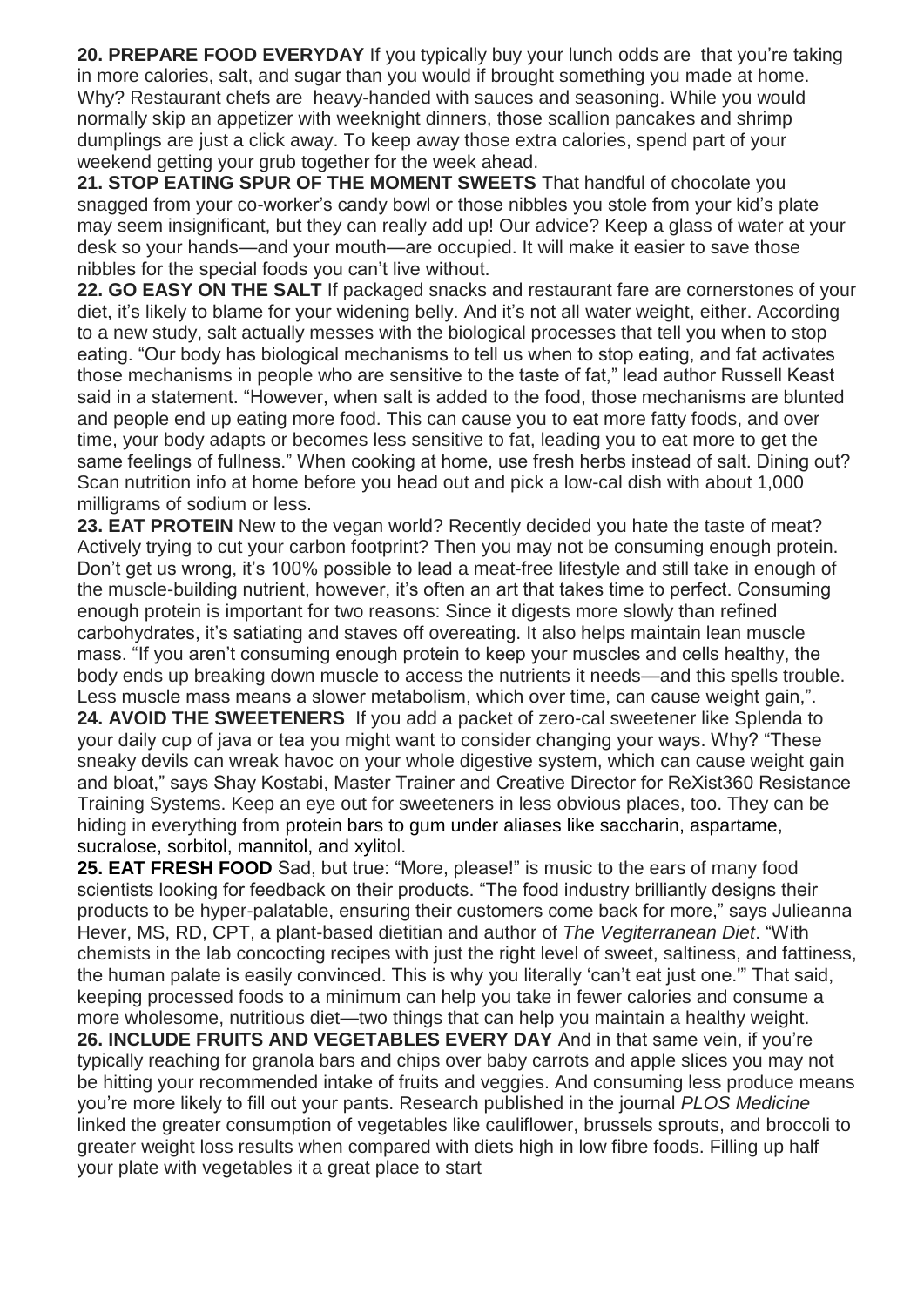**20. PREPARE FOOD EVERYDAY** If you typically buy your lunch odds are that you're taking in more calories, salt, and sugar than you would if brought something you made at home. Why? Restaurant chefs are heavy-handed with sauces and seasoning. While you would normally skip an appetizer with weeknight dinners, those scallion pancakes and shrimp dumplings are just a click away. To keep away those extra calories, spend part of your weekend getting your grub together for the week ahead.

**21. STOP EATING SPUR OF THE MOMENT SWEETS** That handful of chocolate you snagged from your co-worker's candy bowl or those nibbles you stole from your kid's plate may seem insignificant, but they can really add up! Our advice? Keep a glass of water at your desk so your hands—and your mouth—are occupied. It will make it easier to save those nibbles for the special foods you can't live without.

**22. GO EASY ON THE SALT** If packaged snacks and restaurant fare are cornerstones of your diet, it's likely to blame for your widening belly. And it's not all water weight, either. According to a new study, salt actually messes with the biological processes that tell you when to stop eating. "Our body has biological mechanisms to tell us when to stop eating, and fat activates those mechanisms in people who are sensitive to the taste of fat," lead author Russell Keast said in a statement. "However, when salt is added to the food, those mechanisms are blunted and people end up eating more food. This can cause you to eat more fatty foods, and over time, your body adapts or becomes less sensitive to fat, leading you to eat more to get the same feelings of fullness." When cooking at home, use fresh herbs instead of salt. Dining out? Scan nutrition info at home before you head out and pick a low-cal dish with about 1,000 milligrams of sodium or less.

**23. EAT PROTEIN** New to the vegan world? Recently decided you hate the taste of meat? Actively trying to cut your carbon footprint? Then you may not be consuming enough protein. Don't get us wrong, it's 100% possible to lead a meat-free lifestyle and still take in enough of the muscle-building nutrient, however, it's often an art that takes time to perfect. Consuming enough protein is important for two reasons: Since it digests more slowly than refined carbohydrates, it's satiating and staves off overeating. It also helps maintain lean muscle mass. "If you aren't consuming enough protein to keep your muscles and cells healthy, the body ends up breaking down muscle to access the nutrients it needs—and this spells trouble. Less muscle mass means a slower metabolism, which over time, can cause weight gain,".

**24. AVOID THE SWEETENERS** If you add a packet of zero-cal sweetener like Splenda to your daily cup of java or tea you might want to consider changing your ways. Why? "These sneaky devils can wreak havoc on your whole digestive system, which can cause weight gain and bloat," says Shay Kostabi, Master Trainer and Creative Director for ReXist360 Resistance Training Systems. Keep an eye out for sweeteners in less obvious places, too. They can be hiding in everything from protein bars to gum under aliases like saccharin, aspartame, sucralose, sorbitol, mannitol, and xylitol.

**25. EAT FRESH FOOD** Sad, but true: "More, please!" is music to the ears of many food scientists looking for feedback on their products. "The food industry brilliantly designs their products to be hyper-palatable, ensuring their customers come back for more," says Julieanna Hever, MS, RD, CPT, a plant-based dietitian and author of *The Vegiterranean Diet*. "With chemists in the lab concocting recipes with just the right level of sweet, saltiness, and fattiness, the human palate is easily convinced. This is why you literally 'can't eat just one.'" That said, keeping processed foods to a minimum can help you take in fewer calories and consume a more wholesome, nutritious diet—two things that can help you maintain a healthy weight.

**26. INCLUDE FRUITS AND VEGETABLES EVERY DAY** And in that same vein, if you're typically reaching for granola bars and chips over baby carrots and apple slices you may not be hitting your recommended intake of fruits and veggies. And consuming less produce means you're more likely to fill out your pants. Research published in the journal *PLOS Medicine* linked the greater consumption of vegetables like cauliflower, brussels sprouts, and broccoli to greater weight loss results when compared with diets high in low fibre foods. Filling up half your plate with vegetables it a great place to start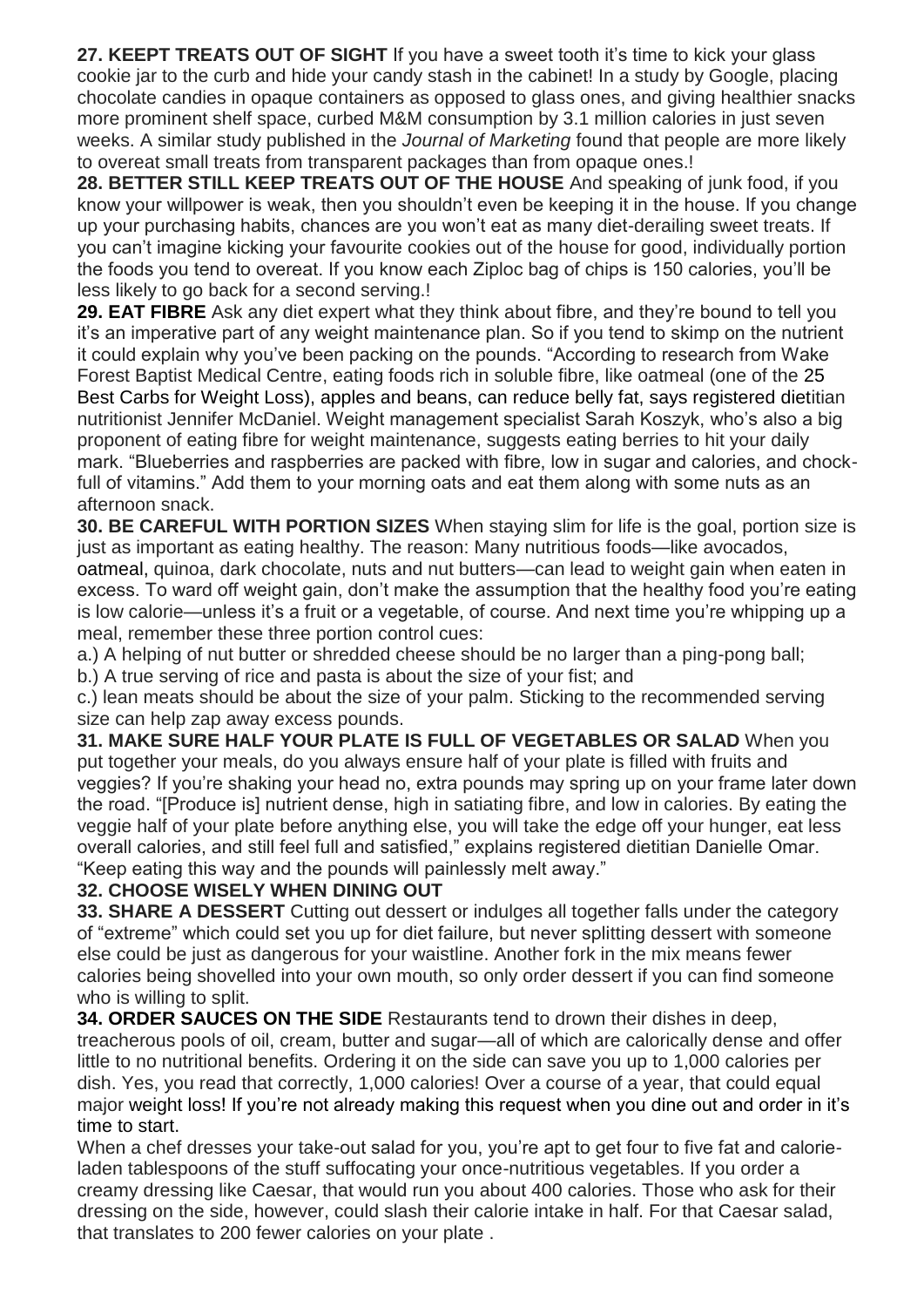**27. KEEPT TREATS OUT OF SIGHT** If you have a sweet tooth it's time to kick your glass cookie jar to the curb and hide your candy stash in the cabinet! In a study by Google, placing chocolate candies in opaque containers as opposed to glass ones, and giving healthier snacks more prominent shelf space, curbed M&M consumption by 3.1 million calories in just seven weeks. A similar study published in the *Journal of Marketing* found that people are more likely to overeat small treats from transparent packages than from opaque ones.!

**28. BETTER STILL KEEP TREATS OUT OF THE HOUSE** And speaking of junk food, if you know your willpower is weak, then you shouldn't even be keeping it in the house. If you change up your purchasing habits, chances are you won't eat as many diet-derailing sweet treats. If you can't imagine kicking your favourite cookies out of the house for good, individually portion the foods you tend to overeat. If you know each Ziploc bag of chips is 150 calories, you'll be less likely to go back for a second serving.!

**29. EAT FIBRE** Ask any diet expert what they think about fibre, and they're bound to tell you it's an imperative part of any weight maintenance plan. So if you tend to skimp on the nutrient it could explain why you've been packing on the pounds. "According to research from Wake Forest Baptist Medical Centre, eating foods rich in soluble fibre, like oatmeal (one of the 25 Best Carbs for Weight Loss), apples and beans, can reduce belly fat, says registered dietitian nutritionist Jennifer McDaniel. Weight management specialist Sarah Koszyk, who's also a big proponent of eating fibre for weight maintenance, suggests eating berries to hit your daily mark. "Blueberries and raspberries are packed with fibre, low in sugar and calories, and chock-full of vitamins." Add them to your morning oats and eat them along with some nuts as an afternoon snack.

**30. BE CAREFUL WITH PORTION SIZES** When staying slim for life is the goal, portion size is just as important as eating healthy. The reason: Many nutritious foods—like avocados, oatmeal, quinoa, dark chocolate, nuts and nut butters—can lead to weight gain when eaten in excess. To ward off weight gain, don't make the assumption that the healthy food you're eating is low calorie—unless it's a fruit or a vegetable, of course. And next time you're whipping up a meal, remember these three portion control cues:

a.) A helping of nut butter or shredded cheese should be no larger than a ping-pong ball;

b.) A true serving of rice and pasta is about the size of your fist; and

c.) lean meats should be about the size of your palm. Sticking to the recommended serving size can help zap away excess pounds.

**31. MAKE SURE HALF YOUR PLATE IS FULL OF VEGETABLES OR SALAD** When you put together your meals, do you always ensure half of your plate is filled with fruits and veggies? If you're shaking your head no, extra pounds may spring up on your frame later down the road. "[Produce is] nutrient dense, high in satiating fibre, and low in calories. By eating the veggie half of your plate before anything else, you will take the edge off your hunger, eat less overall calories, and still feel full and satisfied," explains registered dietitian Danielle Omar. "Keep eating this way and the pounds will painlessly melt away."

**32. CHOOSE WISELY WHEN DINING OUT**

**33. SHARE A DESSERT** Cutting out dessert or indulges all together falls under the category of "extreme" which could set you up for diet failure, but never splitting dessert with someone else could be just as dangerous for your waistline. Another fork in the mix means fewer calories being shovelled into your own mouth, so only order dessert if you can find someone who is willing to split.

**34. ORDER SAUCES ON THE SIDE** Restaurants tend to drown their dishes in deep, treacherous pools of oil, cream, butter and sugar—all of which are calorically dense and offer little to no nutritional benefits. Ordering it on the side can save you up to 1,000 calories per dish. Yes, you read that correctly, 1,000 calories! Over a course of a year, that could equal major weight loss! If you're not already making this request when you dine out and order in it's time to start.

When a chef dresses your take-out salad for you, you're apt to get four to five fat and calorie-laden tablespoons of the stuff suffocating your once-nutritious vegetables. If you order a creamy dressing like Caesar, that would run you about 400 calories. Those who ask for their dressing on the side, however, could slash their calorie intake in half. For that Caesar salad, that translates to 200 fewer calories on your plate .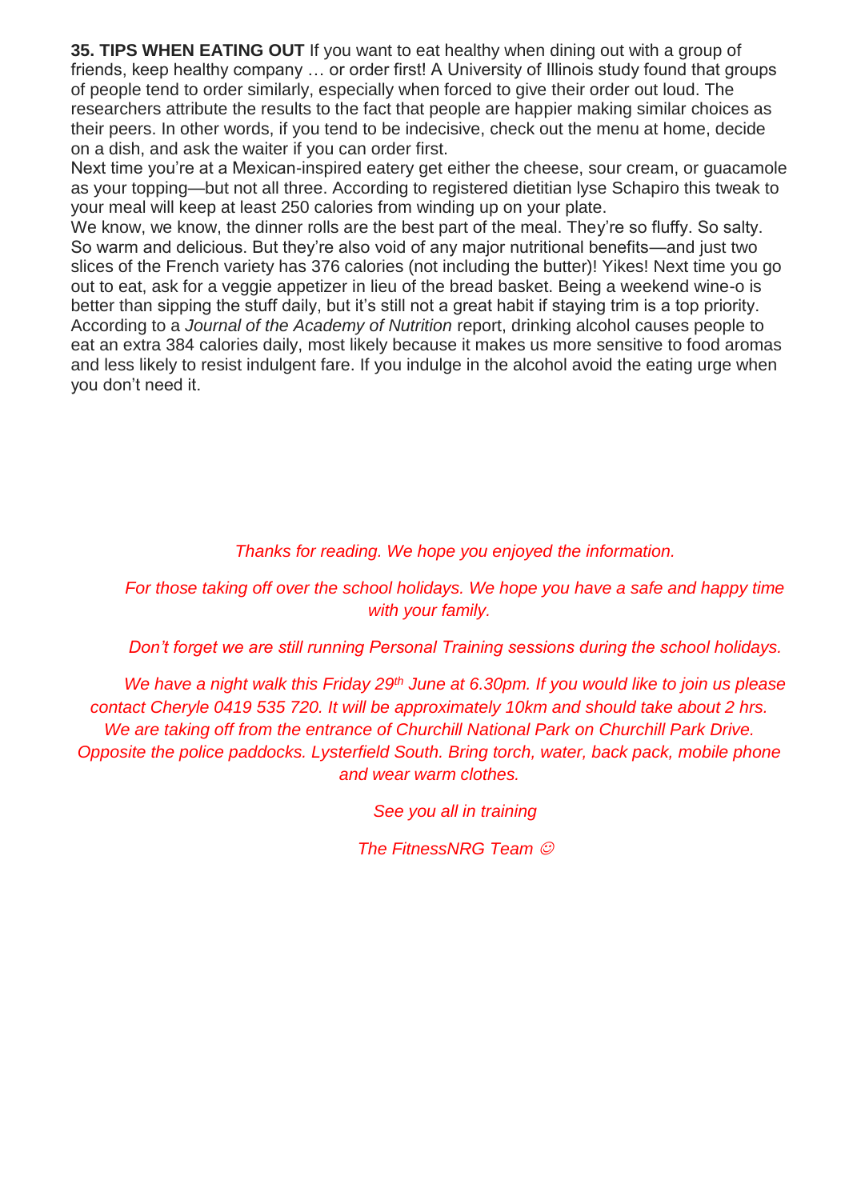**35. TIPS WHEN EATING OUT** If you want to eat healthy when dining out with a group of friends, keep healthy company … or order first! A University of Illinois study found that groups of people tend to order similarly, especially when forced to give their order out loud. The researchers attribute the results to the fact that people are happier making similar choices as their peers. In other words, if you tend to be indecisive, check out the menu at home, decide on a dish, and ask the waiter if you can order first.

Next time you're at a Mexican-inspired eatery get either the cheese, sour cream, or guacamole as your topping—but not all three. According to registered dietitian lyse Schapiro this tweak to your meal will keep at least 250 calories from winding up on your plate.

We know, we know, the dinner rolls are the best part of the meal. They're so fluffy. So salty. So warm and delicious. But they're also void of any major nutritional benefits—and just two slices of the French variety has 376 calories (not including the butter)! Yikes! Next time you go out to eat, ask for a veggie appetizer in lieu of the bread basket. Being a weekend wine-o is better than sipping the stuff daily, but it's still not a great habit if staying trim is a top priority. According to a *Journal of the Academy of Nutrition* report, drinking alcohol causes people to eat an extra 384 calories daily, most likely because it makes us more sensitive to food aromas and less likely to resist indulgent fare. If you indulge in the alcohol avoid the eating urge when you don't need it.

*Thanks for reading. We hope you enjoyed the information.*

*For those taking off over the school holidays. We hope you have a safe and happy time with your family.*

*Don't forget we are still running Personal Training sessions during the school holidays.*

*We have a night walk this Friday 29th June at 6.30pm. If you would like to join us please contact Cheryle 0419 535 720. It will be approximately 10km and should take about 2 hrs. We are taking off from the entrance of Churchill National Park on Churchill Park Drive. Opposite the police paddocks. Lysterfield South. Bring torch, water, back pack, mobile phone and wear warm clothes.*

*See you all in training*

*The FitnessNRG Team ☺*